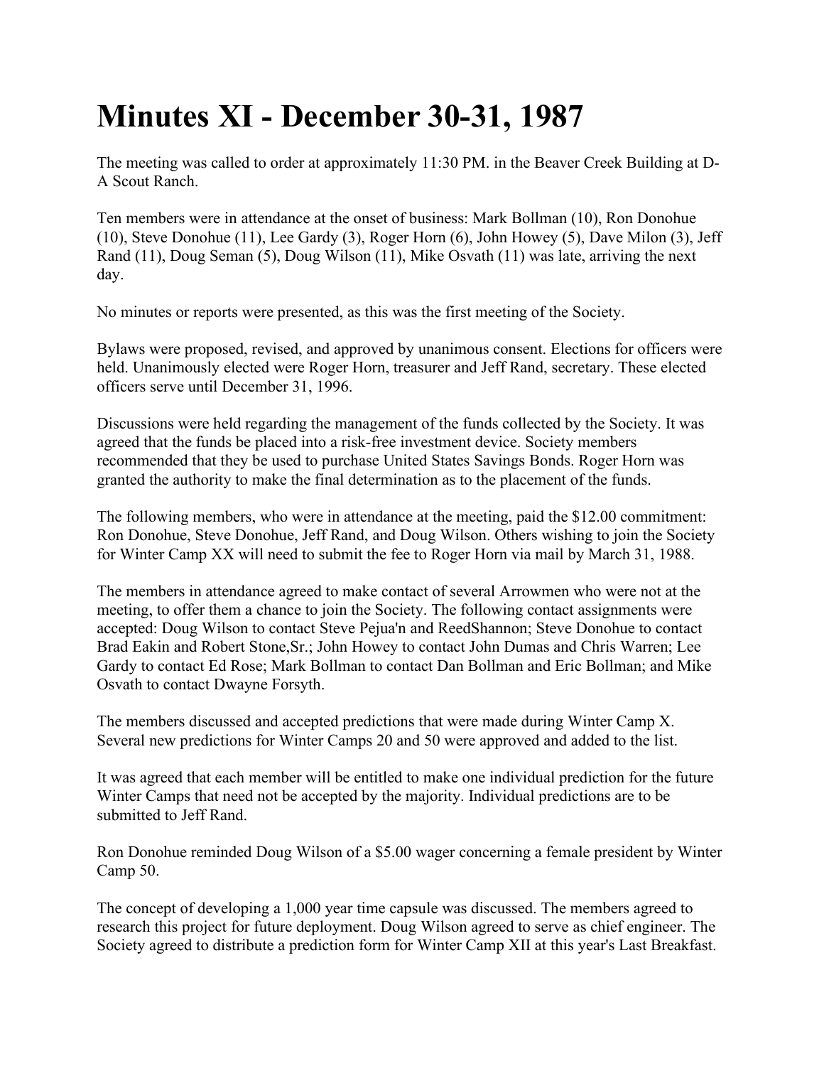# Minutes XI - December 30-31, 1987

The meeting was called to order at approximately 11:30 PM. in the Beaver Creek Building at D-A Scout Ranch.

Ten members were in attendance at the onset of business: Mark Bollman (10), Ron Donohue (10), Steve Donohue (11), Lee Gardy (3), Roger Horn (6), John Howey (5), Dave Milon (3), Jeff Rand (11), Doug Seman (5), Doug Wilson (11), Mike Osvath (11) was late, arriving the next day.

No minutes or reports were presented, as this was the first meeting of the Society.

Bylaws were proposed, revised, and approved by unanimous consent. Elections for officers were held. Unanimously elected were Roger Horn, treasurer and Jeff Rand, secretary. These elected officers serve until December 31, 1996.

Discussions were held regarding the management of the funds collected by the Society. It was agreed that the funds be placed into a risk-free investment device. Society members recommended that they be used to purchase United States Savings Bonds. Roger Horn was granted the authority to make the final determination as to the placement of the funds.

The following members, who were in attendance at the meeting, paid the $12.00 commitment: Ron Donohue, Steve Donohue, Jeff Rand, and Doug Wilson. Others wishing to join the Society for Winter Camp XX will need to submit the fee to Roger Horn via mail by March 31, 1988.

The members in attendance agreed to make contact of several Arrowmen who were not at the meeting, to offer them a chance to join the Society. The following contact assignments were accepted: Doug Wilson to contact Steve Pejua'n and ReedShannon; Steve Donohue to contact Brad Eakin and Robert Stone,Sr.; John Howey to contact John Dumas and Chris Warren; Lee Gardy to contact Ed Rose; Mark Bollman to contact Dan Bollman and Eric Bollman; and Mike Osvath to contact Dwayne Forsyth.

The members discussed and accepted predictions that were made during Winter Camp X. Several new predictions for Winter Camps 20 and 50 were approved and added to the list.

It was agreed that each member will be entitled to make one individual prediction for the future Winter Camps that need not be accepted by the majority. Individual predictions are to be submitted to Jeff Rand.

Ron Donohue reminded Doug Wilson of a $5.00 wager concerning a female president by Winter Camp 50.

The concept of developing a 1,000 year time capsule was discussed. The members agreed to research this project for future deployment. Doug Wilson agreed to serve as chief engineer. The Society agreed to distribute a prediction form for Winter Camp XII at this year's Last Breakfast.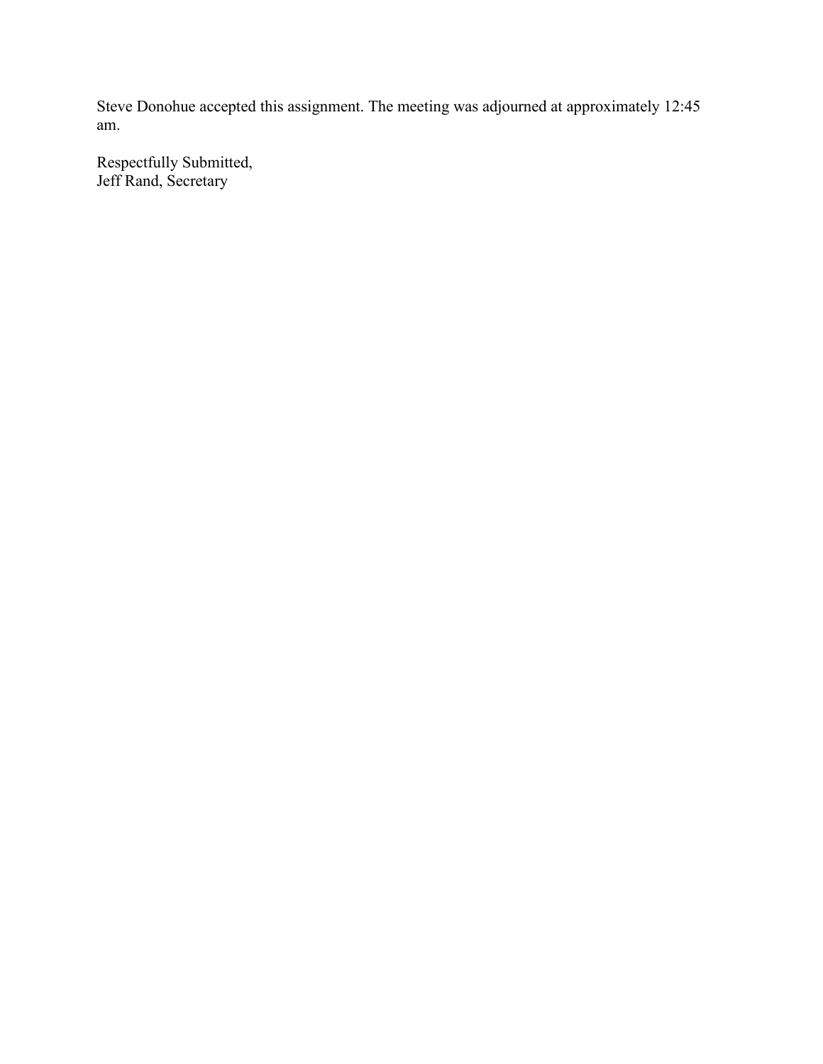Steve Donohue accepted this assignment. The meeting was adjourned at approximately 12:45 am.

Respectfully Submitted,
Jeff Rand, Secretary